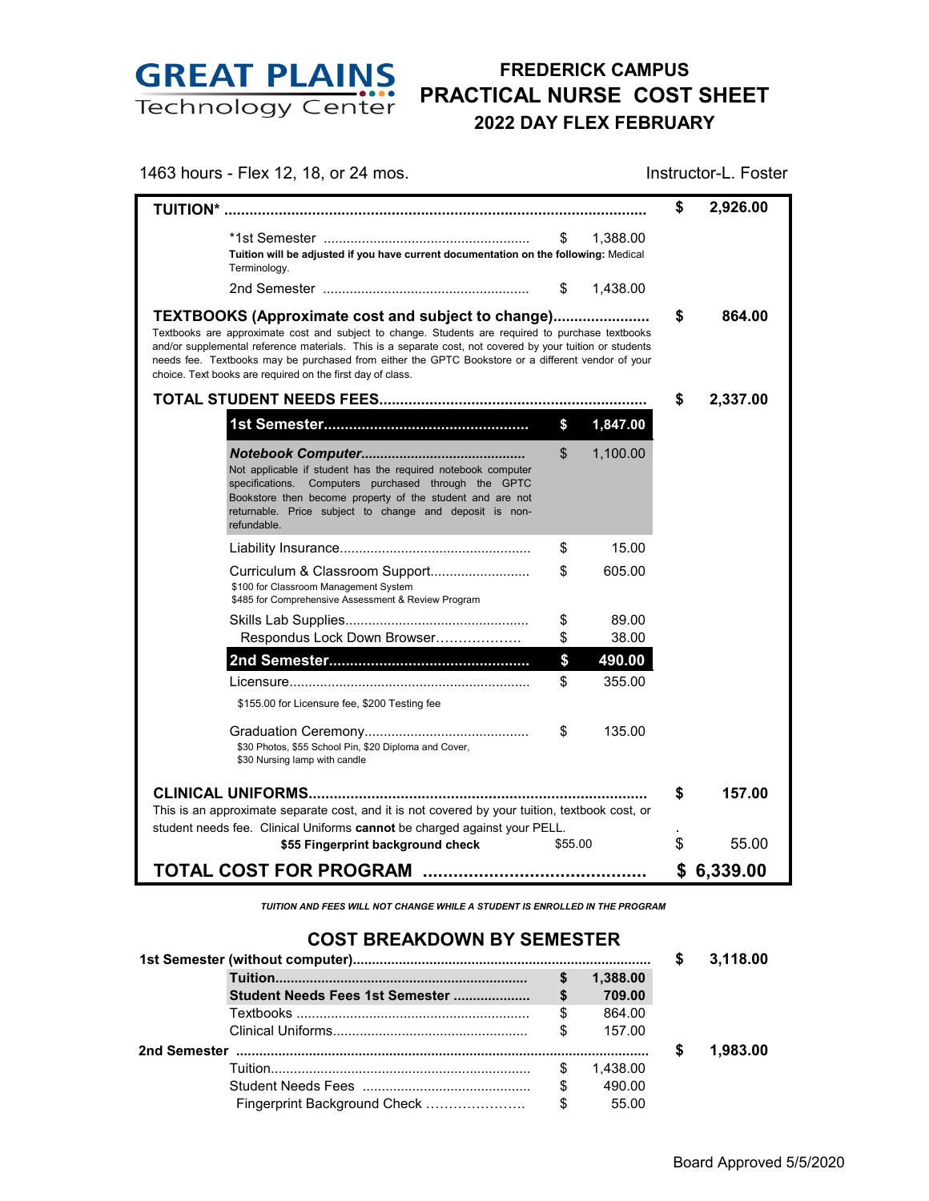# GREAT PLAINS Technology Center

## FREDERICK CAMPUS
## PRACTICAL NURSE COST SHEET
## 2022 DAY FLEX FEBRUARY

1463 hours - Flex 12, 18, or 24 mos.

Instructor-L. Foster

| Item | | Amount |
|---|---|---|
| **TUITION*** | | **$ 2,926.00** |
| *1st Semester | $ 1,388.00 | |
| **Tuition will be adjusted if you have current documentation on the following:** Medical Terminology. | | |
| 2nd Semester | $ 1,438.00 | |
| **TEXTBOOKS (Approximate cost and subject to change)** | | **$ 864.00** |
| Textbooks are approximate cost and subject to change. Students are required to purchase textbooks and/or supplemental reference materials. This is a separate cost, not covered by your tuition or students needs fee. Textbooks may be purchased from either the GPTC Bookstore or a different vendor of your choice. Text books are required on the first day of class. | | |
| **TOTAL STUDENT NEEDS FEES** | | **$ 2,337.00** |
| **1st Semester** | **$ 1,847.00** | |
| ***Notebook Computer*** | $ 1,100.00 | |
| Not applicable if student has the required notebook computer specifications. Computers purchased through the GPTC Bookstore then become property of the student and are not returnable. Price subject to change and deposit is non-refundable. | | |
| Liability Insurance | $ 15.00 | |
| Curriculum & Classroom Support | $ 605.00 | |
| $100 for Classroom Management System; $485 for Comprehensive Assessment & Review Program | | |
| Skills Lab Supplies | $ 89.00 | |
| Respondus Lock Down Browser | $ 38.00 | |
| **2nd Semester** | **$ 490.00** | |
| Licensure | $ 355.00 | |
| $155.00 for Licensure fee, $200 Testing fee | | |
| Graduation Ceremony | $ 135.00 | |
| $30 Photos, $55 School Pin, $20 Diploma and Cover, $30 Nursing lamp with candle | | |
| **CLINICAL UNIFORMS** | | **$ 157.00** |
| This is an approximate separate cost, and it is not covered by your tuition, textbook cost, or student needs fee. Clinical Uniforms **cannot** be charged against your PELL. | | |
| **$55 Fingerprint background check** | $55.00 | $ 55.00 |
| **TOTAL COST FOR PROGRAM** | | **$ 6,339.00** |

***TUITION AND FEES WILL NOT CHANGE WHILE A STUDENT IS ENROLLED IN THE PROGRAM***

## COST BREAKDOWN BY SEMESTER

| Item | | Amount |
|---|---|---|
| **1st Semester (without computer)** | | **$ 3,118.00** |
| **Tuition** | **$ 1,388.00** | |
| **Student Needs Fees 1st Semester** | **$ 709.00** | |
| Textbooks | $ 864.00 | |
| Clinical Uniforms | $ 157.00 | |
| **2nd Semester** | | **$ 1,983.00** |
| Tuition | $ 1,438.00 | |
| Student Needs Fees | $ 490.00 | |
| Fingerprint Background Check | $ 55.00 | |

Board Approved 5/5/2020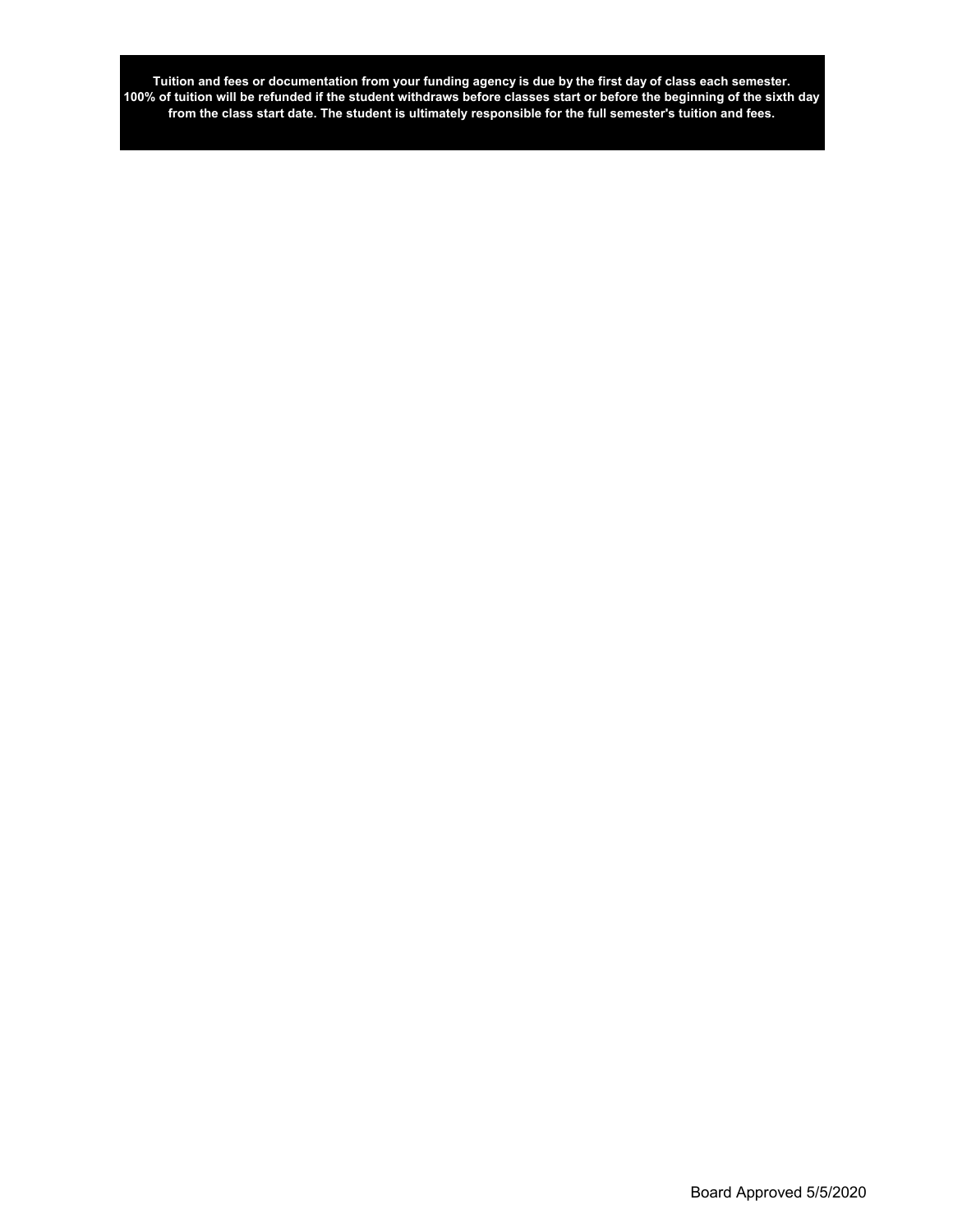**Tuition and fees or documentation from your funding agency is due by the first day of class each semester. 100% of tuition will be refunded if the student withdraws before classes start or before the beginning of the sixth day from the class start date. The student is ultimately responsible for the full semester's tuition and fees.**

Board Approved 5/5/2020